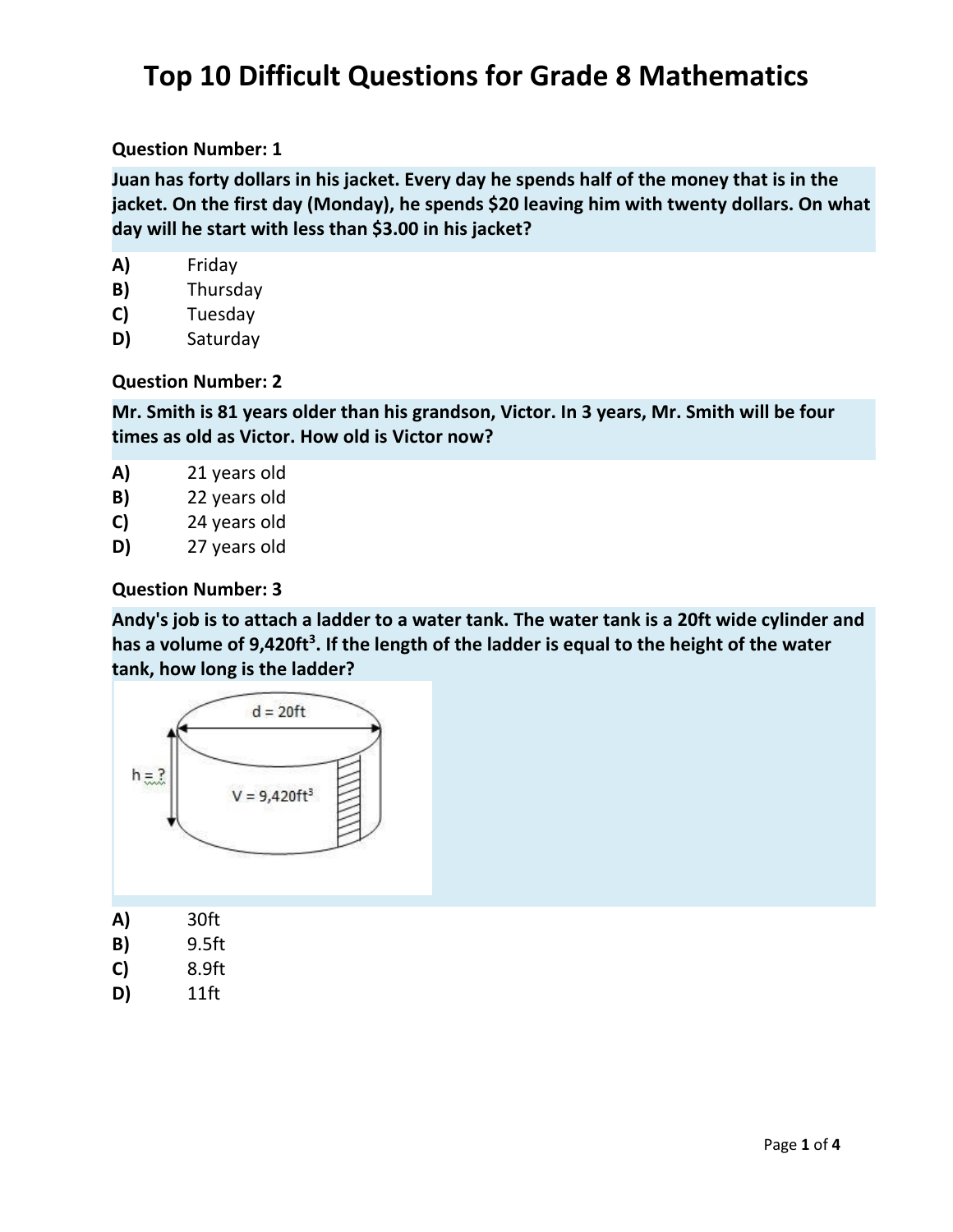# Top 10 Difficult Questions for Grade 8 Mathematics

**Question Number: 1**

**Juan has forty dollars in his jacket. Every day he spends half of the money that is in the jacket. On the first day (Monday), he spends $20 leaving him with twenty dollars. On what day will he start with less than $3.00 in his jacket?**

**A)** Friday
**B)** Thursday
**C)** Tuesday
**D)** Saturday

**Question Number: 2**

**Mr. Smith is 81 years older than his grandson, Victor. In 3 years, Mr. Smith will be four times as old as Victor. How old is Victor now?**

**A)** 21 years old
**B)** 22 years old
**C)** 24 years old
**D)** 27 years old

**Question Number: 3**

**Andy's job is to attach a ladder to a water tank. The water tank is a 20ft wide cylinder and has a volume of 9,420ft$^3$. If the length of the ladder is equal to the height of the water tank, how long is the ladder?**

d = 20ft

h = ?

V = 9,420ft$^3$

**A)** 30ft
**B)** 9.5ft
**C)** 8.9ft
**D)** 11ft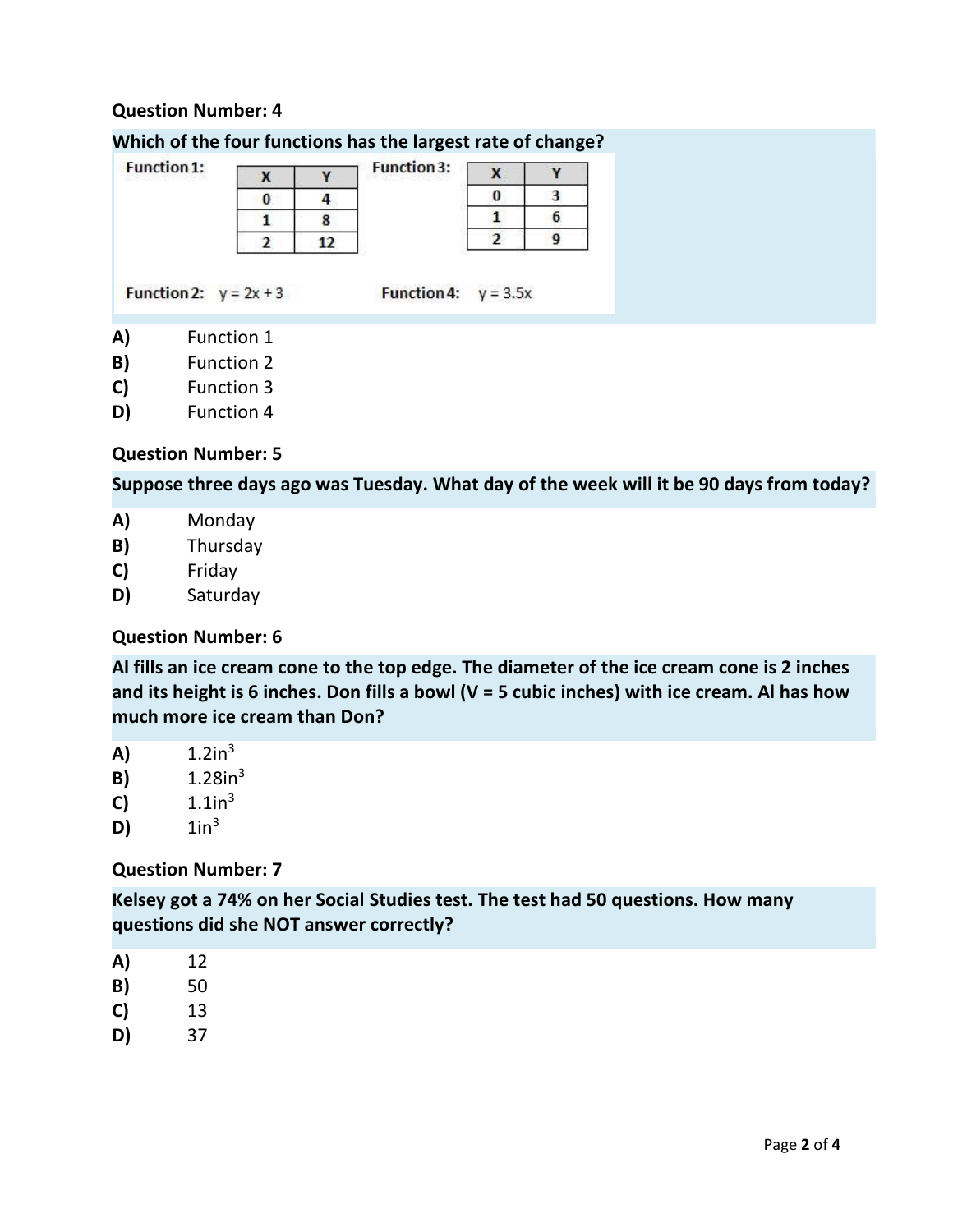**Question Number: 4**

**Which of the four functions has the largest rate of change?**

Function 1:

| X | Y |
|---|---|
| 0 | 4 |
| 1 | 8 |
| 2 | 12 |

Function 3:

| X | Y |
|---|---|
| 0 | 3 |
| 1 | 6 |
| 2 | 9 |

Function 2: $y = 2x + 3$

Function 4: $y = 3.5x$

**A)** Function 1
**B)** Function 2
**C)** Function 3
**D)** Function 4

**Question Number: 5**

**Suppose three days ago was Tuesday. What day of the week will it be 90 days from today?**

**A)** Monday
**B)** Thursday
**C)** Friday
**D)** Saturday

**Question Number: 6**

**Al fills an ice cream cone to the top edge. The diameter of the ice cream cone is 2 inches and its height is 6 inches. Don fills a bowl (V = 5 cubic inches) with ice cream. Al has how much more ice cream than Don?**

**A)** $1.2 in^3$
**B)** $1.28 in^3$
**C)** $1.1 in^3$
**D)** $1 in^3$

**Question Number: 7**

**Kelsey got a 74% on her Social Studies test. The test had 50 questions. How many questions did she NOT answer correctly?**

**A)** 12
**B)** 50
**C)** 13
**D)** 37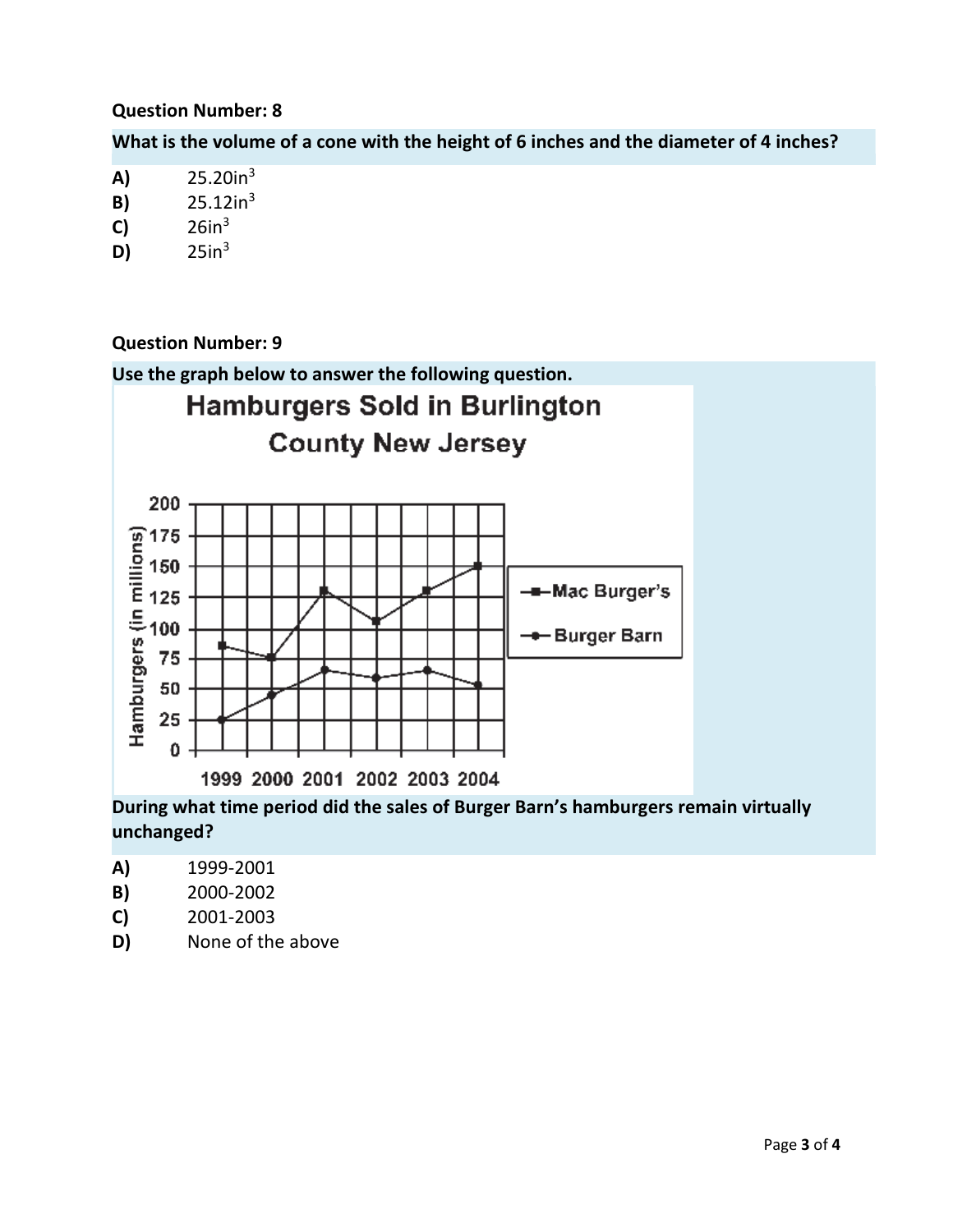**Question Number: 8**

**What is the volume of a cone with the height of 6 inches and the diameter of 4 inches?**

**A)** $25.20 in^3$

**B)** $25.12 in^3$

**C)** $26 in^3$

**D)** $25 in^3$

**Question Number: 9**

**Use the graph below to answer the following question.**

**During what time period did the sales of Burger Barn's hamburgers remain virtually unchanged?**

**A)** 1999-2001

**B)** 2000-2002

**C)** 2001-2003

**D)** None of the above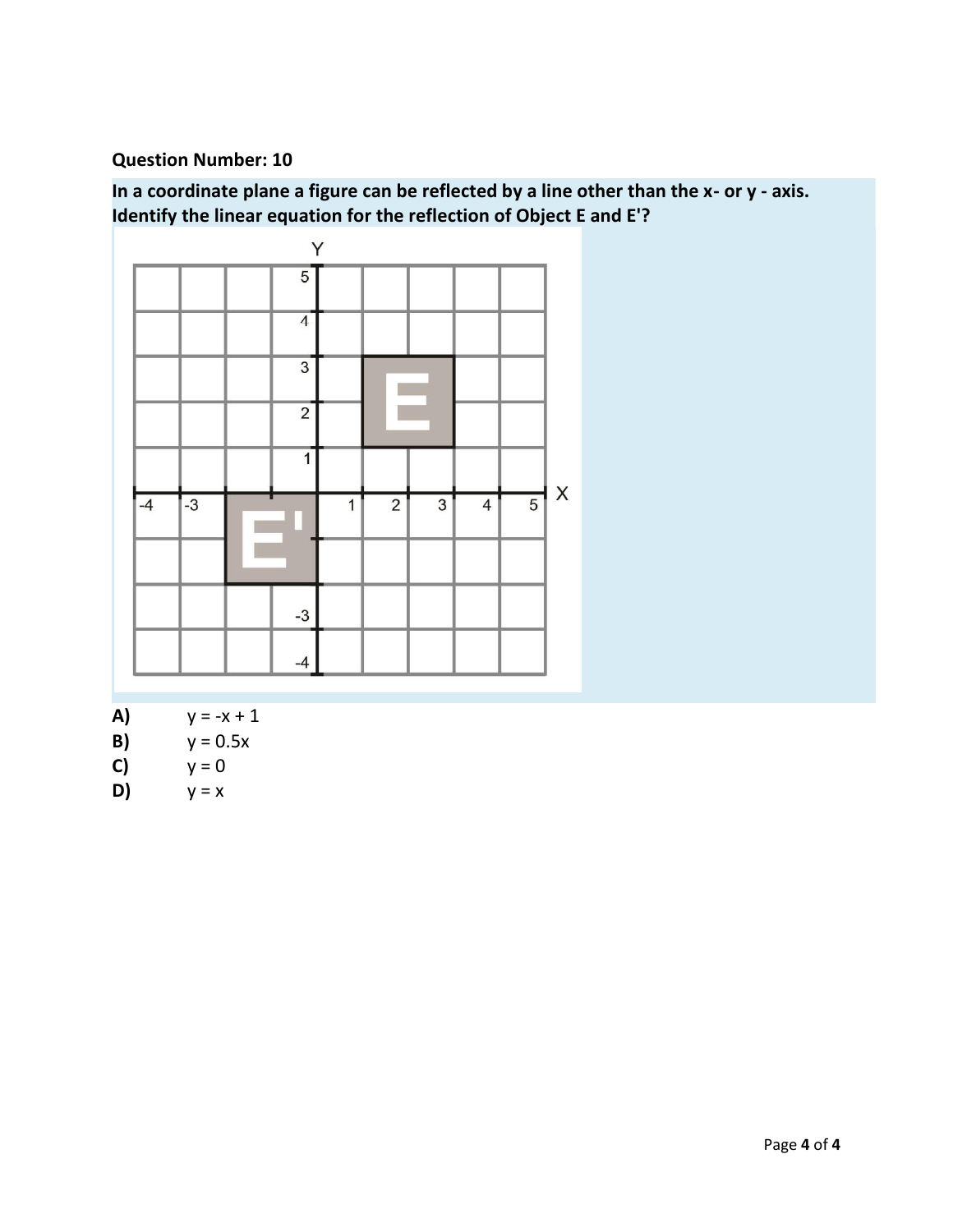**Question Number: 10**

**In a coordinate plane a figure can be reflected by a line other than the x- or y - axis. Identify the linear equation for the reflection of Object E and E'?**

Y

X

5
4
3
2
1
-3
-4

-4 -3 1 2 3 4 5

E

E'

**A)** $y = -x + 1$

**B)** $y = 0.5x$

**C)** $y = 0$

**D)** $y = x$